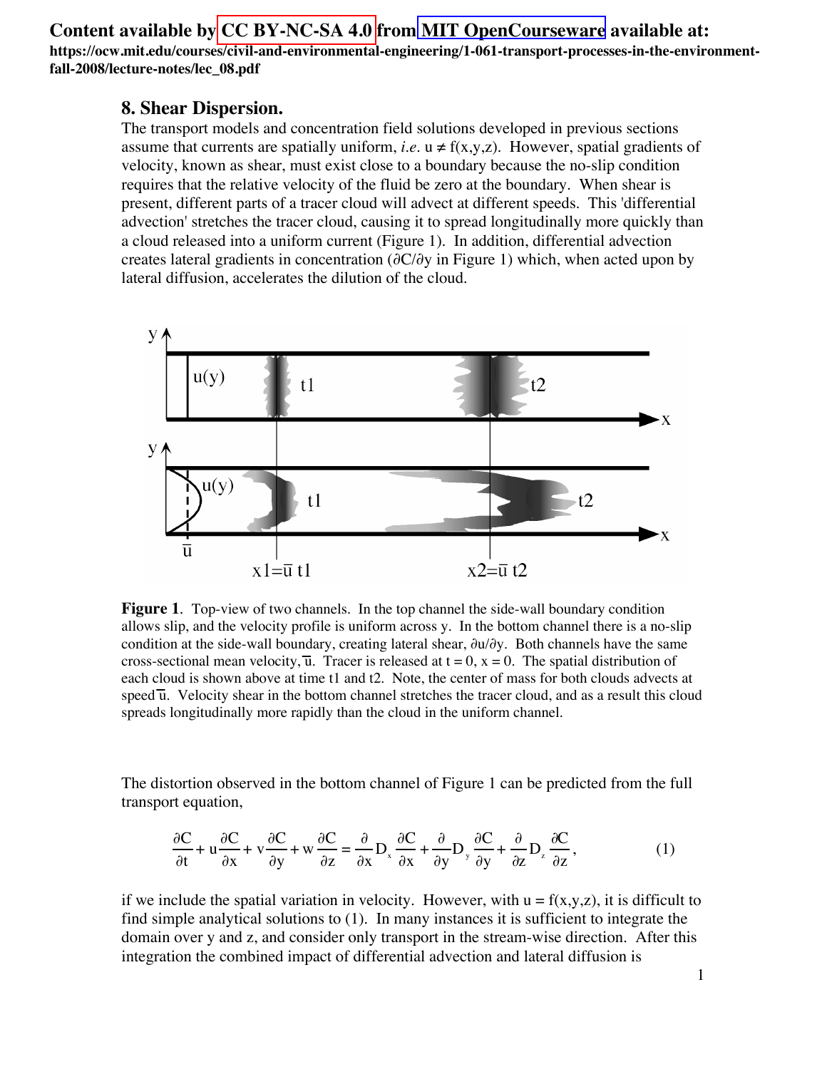**Content available by CC BY-NC-SA 4.0 from MIT OpenCourseware available at:**
**https://ocw.mit.edu/courses/civil-and-environmental-engineering/1-061-transport-processes-in-the-environment-fall-2008/lecture-notes/lec_08.pdf**

## 8. Shear Dispersion.

The transport models and concentration field solutions developed in previous sections assume that currents are spatially uniform, *i.e.* $u \neq f(x,y,z)$. However, spatial gradients of velocity, known as shear, must exist close to a boundary because the no-slip condition requires that the relative velocity of the fluid be zero at the boundary. When shear is present, different parts of a tracer cloud will advect at different speeds. This 'differential advection' stretches the tracer cloud, causing it to spread longitudinally more quickly than a cloud released into a uniform current (Figure 1). In addition, differential advection creates lateral gradients in concentration ($\partial C/\partial y$ in Figure 1) which, when acted upon by lateral diffusion, accelerates the dilution of the cloud.

y

u(y)

t1

t2

x

y

u(y)

t1

t2

x

$\bar{u}$

$x1=\bar{u}\ t1$

$x2=\bar{u}\ t2$

**Figure 1**. Top-view of two channels. In the top channel the side-wall boundary condition allows slip, and the velocity profile is uniform across y. In the bottom channel there is a no-slip condition at the side-wall boundary, creating lateral shear, $\partial u/\partial y$. Both channels have the same cross-sectional mean velocity, $\bar{u}$. Tracer is released at $t = 0$, $x = 0$. The spatial distribution of each cloud is shown above at time t1 and t2. Note, the center of mass for both clouds advects at speed $\bar{u}$. Velocity shear in the bottom channel stretches the tracer cloud, and as a result this cloud spreads longitudinally more rapidly than the cloud in the uniform channel.

The distortion observed in the bottom channel of Figure 1 can be predicted from the full transport equation,

$$\frac{\partial C}{\partial t} + u\frac{\partial C}{\partial x} + v\frac{\partial C}{\partial y} + w\frac{\partial C}{\partial z} = \frac{\partial}{\partial x}D_x\frac{\partial C}{\partial x} + \frac{\partial}{\partial y}D_y\frac{\partial C}{\partial y} + \frac{\partial}{\partial z}D_z\frac{\partial C}{\partial z}, \tag{1}$$

if we include the spatial variation in velocity. However, with $u = f(x,y,z)$, it is difficult to find simple analytical solutions to (1). In many instances it is sufficient to integrate the domain over y and z, and consider only transport in the stream-wise direction. After this integration the combined impact of differential advection and lateral diffusion is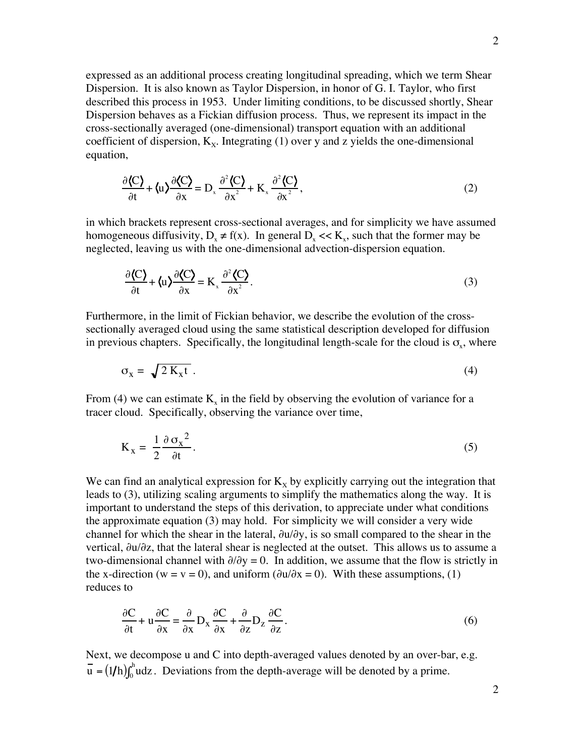expressed as an additional process creating longitudinal spreading, which we term Shear Dispersion. It is also known as Taylor Dispersion, in honor of G. I. Taylor, who first described this process in 1953. Under limiting conditions, to be discussed shortly, Shear Dispersion behaves as a Fickian diffusion process. Thus, we represent its impact in the cross-sectionally averaged (one-dimensional) transport equation with an additional coefficient of dispersion, $K_X$. Integrating (1) over y and z yields the one-dimensional equation,

$$\frac{\partial \langle C \rangle}{\partial t} + \langle u \rangle \frac{\partial \langle C \rangle}{\partial x} = D_x \frac{\partial^2 \langle C \rangle}{\partial x^2} + K_x \frac{\partial^2 \langle C \rangle}{\partial x^2}, \tag{2}$$

in which brackets represent cross-sectional averages, and for simplicity we have assumed homogeneous diffusivity, $D_x \neq f(x)$. In general $D_x << K_x$, such that the former may be neglected, leaving us with the one-dimensional advection-dispersion equation.

$$\frac{\partial \langle C \rangle}{\partial t} + \langle u \rangle \frac{\partial \langle C \rangle}{\partial x} = K_x \frac{\partial^2 \langle C \rangle}{\partial x^2}. \tag{3}$$

Furthermore, in the limit of Fickian behavior, we describe the evolution of the cross-sectionally averaged cloud using the same statistical description developed for diffusion in previous chapters. Specifically, the longitudinal length-scale for the cloud is $\sigma_x$, where

$$\sigma_X = \sqrt{2 K_X t}\,. \tag{4}$$

From (4) we can estimate $K_x$ in the field by observing the evolution of variance for a tracer cloud. Specifically, observing the variance over time,

$$K_X = \frac{1}{2} \frac{\partial \sigma_X{}^2}{\partial t}. \tag{5}$$

We can find an analytical expression for $K_X$ by explicitly carrying out the integration that leads to (3), utilizing scaling arguments to simplify the mathematics along the way. It is important to understand the steps of this derivation, to appreciate under what conditions the approximate equation (3) may hold. For simplicity we will consider a very wide channel for which the shear in the lateral, $\partial u/\partial y$, is so small compared to the shear in the vertical, $\partial u/\partial z$, that the lateral shear is neglected at the outset. This allows us to assume a two-dimensional channel with $\partial/\partial y = 0$. In addition, we assume that the flow is strictly in the x-direction ($w = v = 0$), and uniform ($\partial u/\partial x = 0$). With these assumptions, (1) reduces to

$$\frac{\partial C}{\partial t} + u \frac{\partial C}{\partial x} = \frac{\partial}{\partial x} D_X \frac{\partial C}{\partial x} + \frac{\partial}{\partial z} D_Z \frac{\partial C}{\partial z}. \tag{6}$$

Next, we decompose u and C into depth-averaged values denoted by an over-bar, e.g. $\bar{u} = (1/h)\int_0^h u\,dz$. Deviations from the depth-average will be denoted by a prime.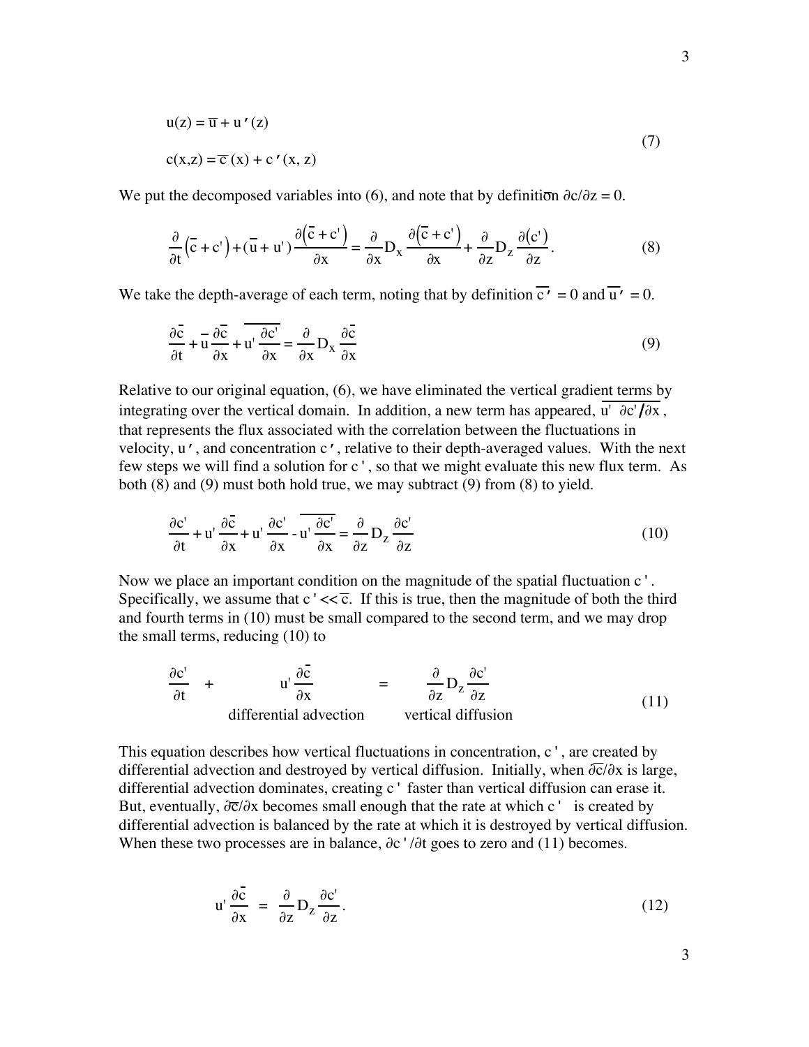$$u(z) = \overline{u} + u'(z)$$

$$c(x,z) = \overline{c}(x) + c'(x, z) \tag{7}$$

We put the decomposed variables into (6), and note that by definition $\partial\overline{c}/\partial z = 0$.

$$\frac{\partial}{\partial t}\left(\overline{c} + c'\right) + (\overline{u} + u')\frac{\partial\left(\overline{c} + c'\right)}{\partial x} = \frac{\partial}{\partial x}D_x\frac{\partial\left(\overline{c} + c'\right)}{\partial x} + \frac{\partial}{\partial z}D_z\frac{\partial\left(c'\right)}{\partial z}. \tag{8}$$

We take the depth-average of each term, noting that by definition $\overline{c'} = 0$ and $\overline{u'} = 0$.

$$\frac{\partial\overline{c}}{\partial t} + \overline{u}\frac{\partial\overline{c}}{\partial x} + \overline{u'\frac{\partial c'}{\partial x}} = \frac{\partial}{\partial x}D_x\frac{\partial\overline{c}}{\partial x} \tag{9}$$

Relative to our original equation, (6), we have eliminated the vertical gradient terms by integrating over the vertical domain. In addition, a new term has appeared, $\overline{u'\ \partial c'/\partial x}$, that represents the flux associated with the correlation between the fluctuations in velocity, $u'$, and concentration $c'$, relative to their depth-averaged values. With the next few steps we will find a solution for $c'$, so that we might evaluate this new flux term. As both (8) and (9) must both hold true, we may subtract (9) from (8) to yield.

$$\frac{\partial c'}{\partial t} + u'\frac{\partial\overline{c}}{\partial x} + u'\frac{\partial c'}{\partial x} - \overline{u'\frac{\partial c'}{\partial x}} = \frac{\partial}{\partial z}D_z\frac{\partial c'}{\partial z} \tag{10}$$

Now we place an important condition on the magnitude of the spatial fluctuation $c'$. Specifically, we assume that $c' << \overline{c}$. If this is true, then the magnitude of both the third and fourth terms in (10) must be small compared to the second term, and we may drop the small terms, reducing (10) to

$$\frac{\partial c'}{\partial t} + \underbrace{u'\frac{\partial\overline{c}}{\partial x}}_{\text{differential advection}} = \underbrace{\frac{\partial}{\partial z}D_z\frac{\partial c'}{\partial z}}_{\text{vertical diffusion}} \tag{11}$$

This equation describes how vertical fluctuations in concentration, $c'$, are created by differential advection and destroyed by vertical diffusion. Initially, when $\partial\overline{c}/\partial x$ is large, differential advection dominates, creating $c'$ faster than vertical diffusion can erase it. But, eventually, $\partial\overline{c}/\partial x$ becomes small enough that the rate at which $c'$ is created by differential advection is balanced by the rate at which it is destroyed by vertical diffusion. When these two processes are in balance, $\partial c'/\partial t$ goes to zero and (11) becomes.

$$u'\frac{\partial\overline{c}}{\partial x} = \frac{\partial}{\partial z}D_z\frac{\partial c'}{\partial z}. \tag{12}$$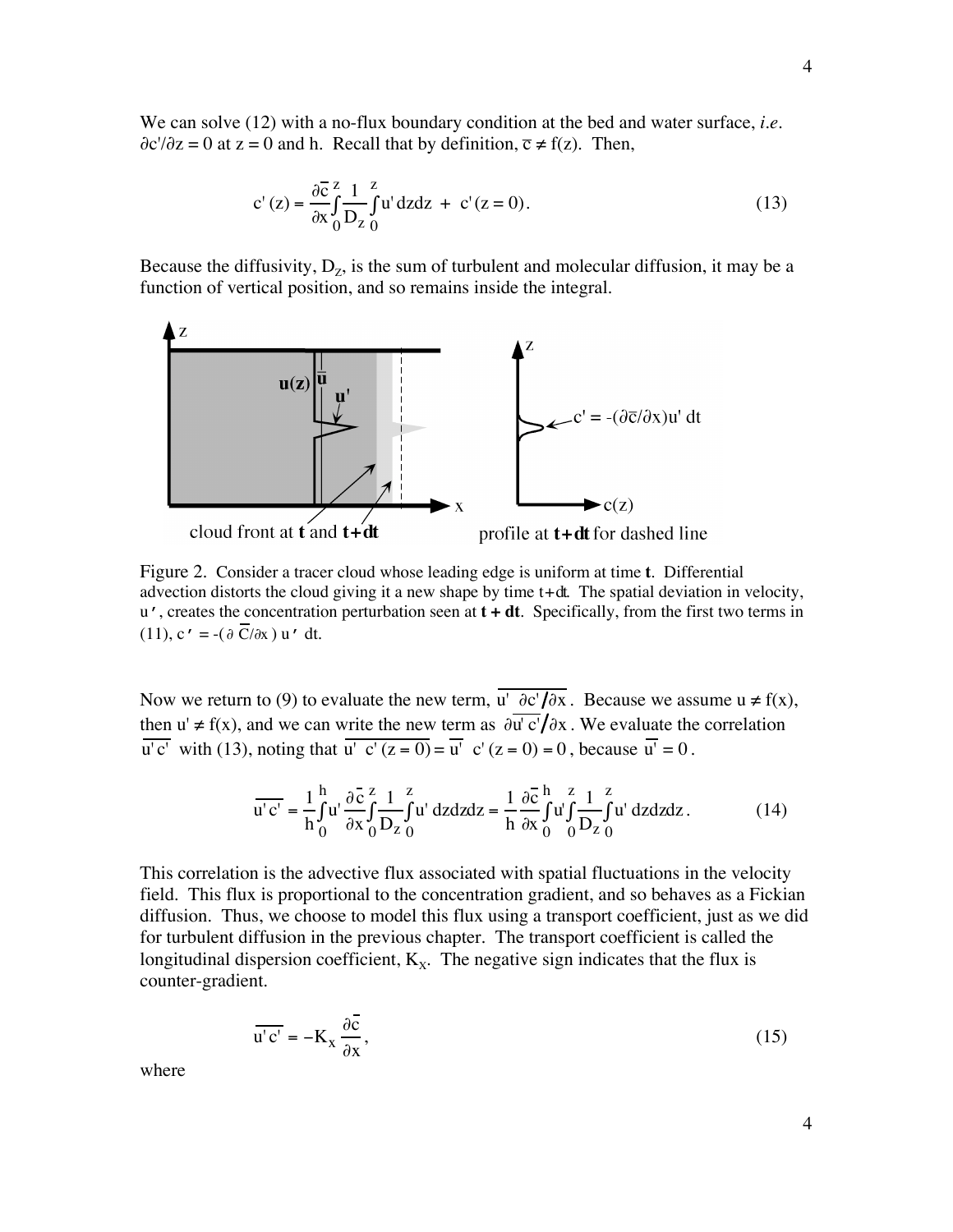We can solve (12) with a no-flux boundary condition at the bed and water surface, *i.e.* $\partial c'/\partial z = 0$ at z = 0 and h. Recall that by definition, $\bar{c} \neq f(z)$. Then,

$$c'(z) = \frac{\partial \bar{c}}{\partial x} \int_0^z \frac{1}{D_z} \int_0^z u' \, dz dz \; + \; c'(z=0). \tag{13}$$

Because the diffusivity, $D_Z$, is the sum of turbulent and molecular diffusion, it may be a function of vertical position, and so remains inside the integral.

z

u(z)

$\bar{u}$

u'

x

cloud front at **t** and **t+dt**

z

$c' = -(\partial \bar{c}/\partial x)u'\,dt$

c(z)

profile at **t+dt** for dashed line

Figure 2. Consider a tracer cloud whose leading edge is uniform at time **t**. Differential advection distorts the cloud giving it a new shape by time t+dt. The spatial deviation in velocity, u', creates the concentration perturbation seen at **t + dt**. Specifically, from the first two terms in (11), $c' = -(\partial \bar{C}/\partial x)\, u'\, dt$.

Now we return to (9) to evaluate the new term, $\overline{u' \; \partial c'/\partial x}$. Because we assume $u \neq f(x)$, then $u' \neq f(x)$, and we can write the new term as $\partial \overline{u'c'}/\partial x$. We evaluate the correlation $\overline{u'c'}$ with (13), noting that $\overline{u' \; c'(z=0)} = \overline{u'} \;\; c'(z=0) = 0$, because $\overline{u'} = 0$.

$$\overline{u'c'} = \frac{1}{h}\int_0^h u' \frac{\partial \bar{c}}{\partial x}\int_0^z \frac{1}{D_z}\int_0^z u' \, dz dz dz = \frac{1}{h}\frac{\partial \bar{c}}{\partial x}\int_0^h u' \int_0^z \frac{1}{D_z}\int_0^z u' \, dz dz dz. \tag{14}$$

This correlation is the advective flux associated with spatial fluctuations in the velocity field. This flux is proportional to the concentration gradient, and so behaves as a Fickian diffusion. Thus, we choose to model this flux using a transport coefficient, just as we did for turbulent diffusion in the previous chapter. The transport coefficient is called the longitudinal dispersion coefficient, $K_X$. The negative sign indicates that the flux is counter-gradient.

$$\overline{u'c'} = -K_x \frac{\partial \bar{c}}{\partial x}, \tag{15}$$

where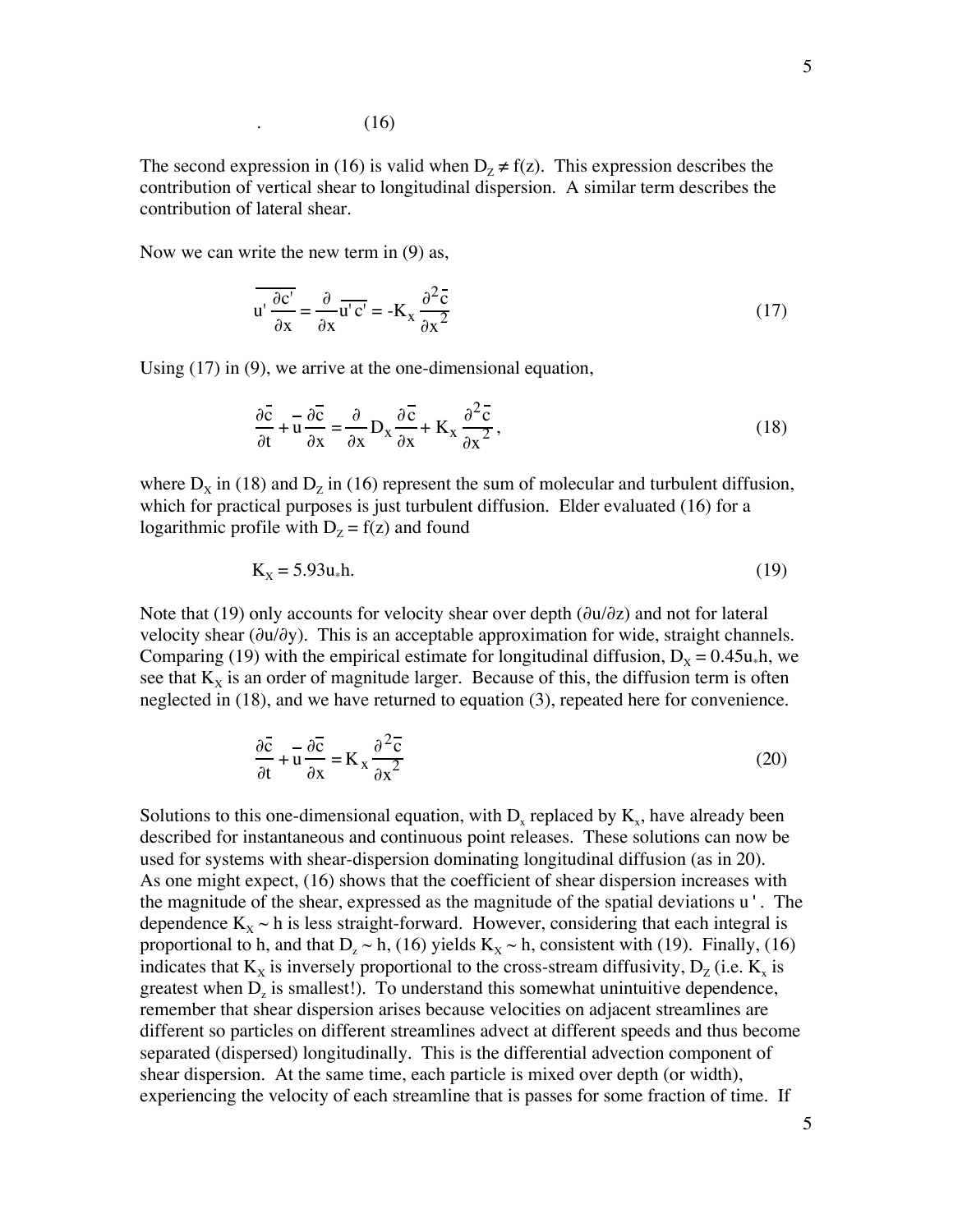.                    (16)

The second expression in (16) is valid when $D_Z \neq f(z)$. This expression describes the contribution of vertical shear to longitudinal dispersion. A similar term describes the contribution of lateral shear.

Now we can write the new term in (9) as,

$$\overline{u' \frac{\partial c'}{\partial x}} = \frac{\partial}{\partial x} \overline{u' c'} = -K_x \frac{\partial^2 \bar{c}}{\partial x^2} \tag{17}$$

Using (17) in (9), we arrive at the one-dimensional equation,

$$\frac{\partial \bar{c}}{\partial t} + \bar{u} \frac{\partial \bar{c}}{\partial x} = \frac{\partial}{\partial x} D_x \frac{\partial \bar{c}}{\partial x} + K_x \frac{\partial^2 \bar{c}}{\partial x^2}, \tag{18}$$

where $D_X$ in (18) and $D_Z$ in (16) represent the sum of molecular and turbulent diffusion, which for practical purposes is just turbulent diffusion. Elder evaluated (16) for a logarithmic profile with $D_Z = f(z)$ and found

$$K_X = 5.93 u_* h. \tag{19}$$

Note that (19) only accounts for velocity shear over depth ($\partial u/\partial z$) and not for lateral velocity shear ($\partial u/\partial y$). This is an acceptable approximation for wide, straight channels. Comparing (19) with the empirical estimate for longitudinal diffusion, $D_X = 0.45 u_* h$, we see that $K_X$ is an order of magnitude larger. Because of this, the diffusion term is often neglected in (18), and we have returned to equation (3), repeated here for convenience.

$$\frac{\partial \bar{c}}{\partial t} + \bar{u} \frac{\partial \bar{c}}{\partial x} = K_x \frac{\partial^2 \bar{c}}{\partial x^2} \tag{20}$$

Solutions to this one-dimensional equation, with $D_x$ replaced by $K_x$, have already been described for instantaneous and continuous point releases. These solutions can now be used for systems with shear-dispersion dominating longitudinal diffusion (as in 20). As one might expect, (16) shows that the coefficient of shear dispersion increases with the magnitude of the shear, expressed as the magnitude of the spatial deviations $u'$. The dependence $K_X \sim h$ is less straight-forward. However, considering that each integral is proportional to h, and that $D_z \sim h$, (16) yields $K_X \sim h$, consistent with (19). Finally, (16) indicates that $K_X$ is inversely proportional to the cross-stream diffusivity, $D_Z$ (i.e. $K_x$ is greatest when $D_z$ is smallest!). To understand this somewhat unintuitive dependence, remember that shear dispersion arises because velocities on adjacent streamlines are different so particles on different streamlines advect at different speeds and thus become separated (dispersed) longitudinally. This is the differential advection component of shear dispersion. At the same time, each particle is mixed over depth (or width), experiencing the velocity of each streamline that is passes for some fraction of time. If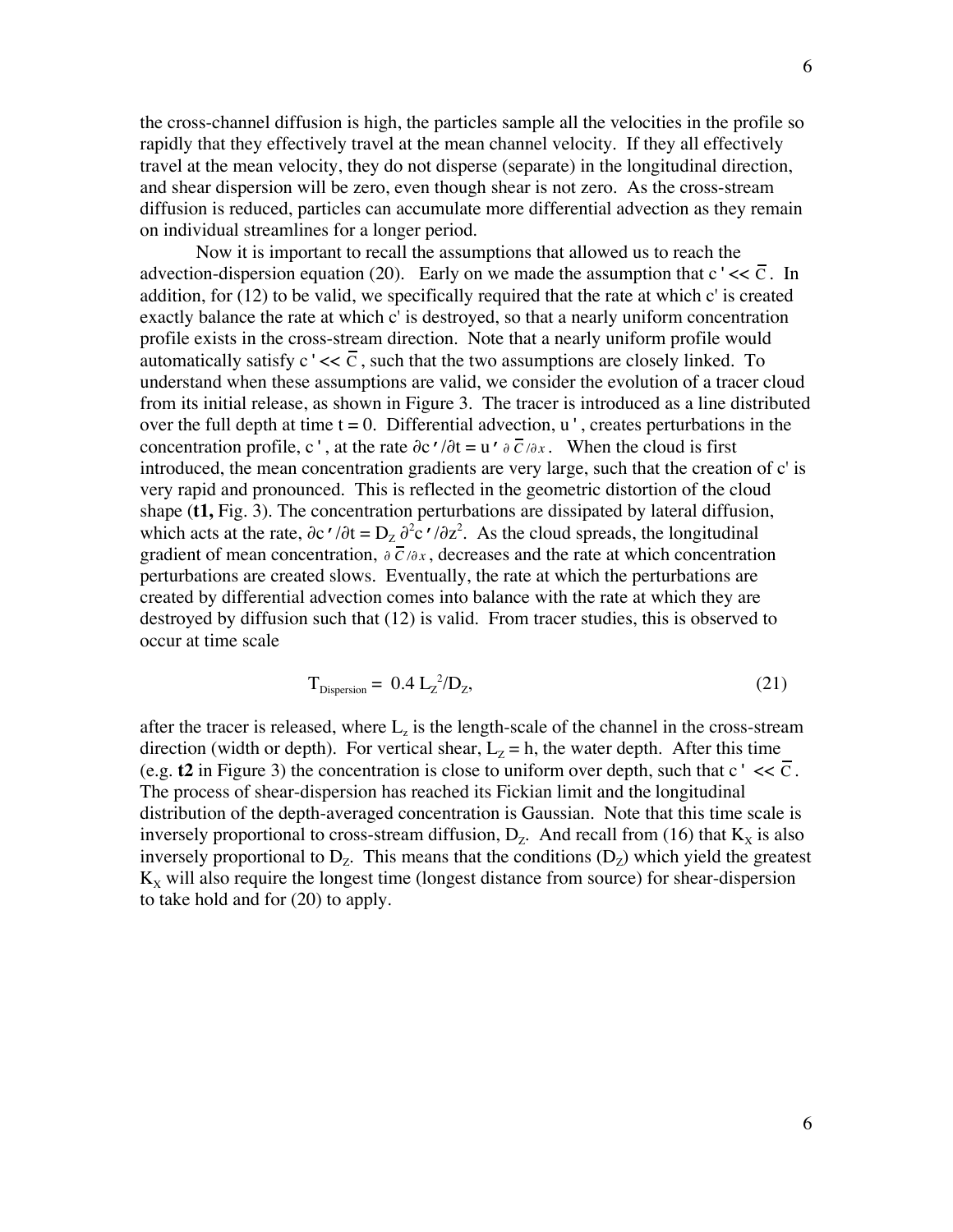the cross-channel diffusion is high, the particles sample all the velocities in the profile so rapidly that they effectively travel at the mean channel velocity. If they all effectively travel at the mean velocity, they do not disperse (separate) in the longitudinal direction, and shear dispersion will be zero, even though shear is not zero. As the cross-stream diffusion is reduced, particles can accumulate more differential advection as they remain on individual streamlines for a longer period.

Now it is important to recall the assumptions that allowed us to reach the advection-dispersion equation (20). Early on we made the assumption that $c' << \overline{C}$. In addition, for (12) to be valid, we specifically required that the rate at which c' is created exactly balance the rate at which c' is destroyed, so that a nearly uniform concentration profile exists in the cross-stream direction. Note that a nearly uniform profile would automatically satisfy $c' << \overline{C}$, such that the two assumptions are closely linked. To understand when these assumptions are valid, we consider the evolution of a tracer cloud from its initial release, as shown in Figure 3. The tracer is introduced as a line distributed over the full depth at time t = 0. Differential advection, $u'$, creates perturbations in the concentration profile, $c'$, at the rate $\partial c'/\partial t = u' \, \partial \overline{C}/\partial x$. When the cloud is first introduced, the mean concentration gradients are very large, such that the creation of c' is very rapid and pronounced. This is reflected in the geometric distortion of the cloud shape (**t1,** Fig. 3). The concentration perturbations are dissipated by lateral diffusion, which acts at the rate, $\partial c'/\partial t = D_Z \, \partial^2 c'/\partial z^2$. As the cloud spreads, the longitudinal gradient of mean concentration, $\partial \overline{C}/\partial x$, decreases and the rate at which concentration perturbations are created slows. Eventually, the rate at which the perturbations are created by differential advection comes into balance with the rate at which they are destroyed by diffusion such that (12) is valid. From tracer studies, this is observed to occur at time scale

$$T_{\text{Dispersion}} = 0.4 \, L_Z^2/D_Z, \tag{21}$$

after the tracer is released, where $L_z$ is the length-scale of the channel in the cross-stream direction (width or depth). For vertical shear, $L_Z = h$, the water depth. After this time (e.g. **t2** in Figure 3) the concentration is close to uniform over depth, such that $c' << \overline{C}$. The process of shear-dispersion has reached its Fickian limit and the longitudinal distribution of the depth-averaged concentration is Gaussian. Note that this time scale is inversely proportional to cross-stream diffusion, $D_Z$. And recall from (16) that $K_X$ is also inversely proportional to $D_Z$. This means that the conditions ($D_Z$) which yield the greatest $K_X$ will also require the longest time (longest distance from source) for shear-dispersion to take hold and for (20) to apply.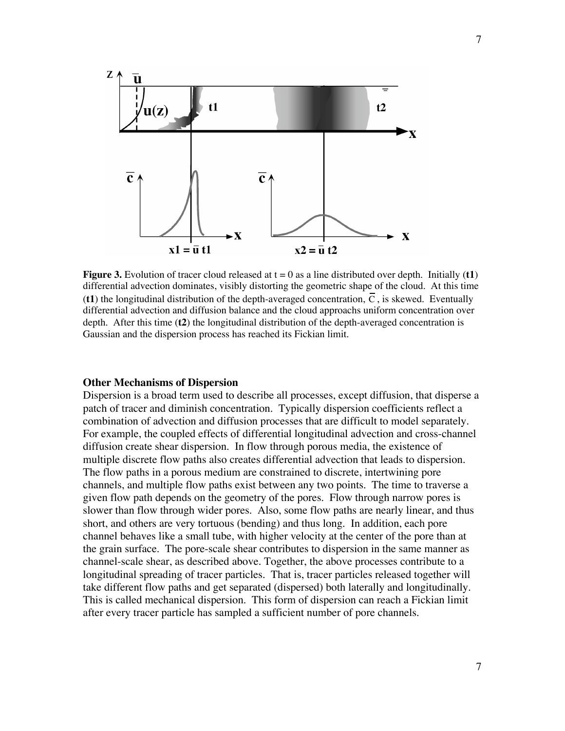z

$\bar{u}$

u(z)

t1

t2

x

$\bar{c}$

x

$x1 = \bar{u}$ t1

$\bar{c}$

x

$x2 = \bar{u}$ t2

**Figure 3.** Evolution of tracer cloud released at t = 0 as a line distributed over depth. Initially (**t1**) differential advection dominates, visibly distorting the geometric shape of the cloud. At this time (**t1**) the longitudinal distribution of the depth-averaged concentration, $\overline{C}$, is skewed. Eventually differential advection and diffusion balance and the cloud approachs uniform concentration over depth. After this time (**t2**) the longitudinal distribution of the depth-averaged concentration is Gaussian and the dispersion process has reached its Fickian limit.

**Other Mechanisms of Dispersion**

Dispersion is a broad term used to describe all processes, except diffusion, that disperse a patch of tracer and diminish concentration. Typically dispersion coefficients reflect a combination of advection and diffusion processes that are difficult to model separately. For example, the coupled effects of differential longitudinal advection and cross-channel diffusion create shear dispersion. In flow through porous media, the existence of multiple discrete flow paths also creates differential advection that leads to dispersion. The flow paths in a porous medium are constrained to discrete, intertwining pore channels, and multiple flow paths exist between any two points. The time to traverse a given flow path depends on the geometry of the pores. Flow through narrow pores is slower than flow through wider pores. Also, some flow paths are nearly linear, and thus short, and others are very tortuous (bending) and thus long. In addition, each pore channel behaves like a small tube, with higher velocity at the center of the pore than at the grain surface. The pore-scale shear contributes to dispersion in the same manner as channel-scale shear, as described above. Together, the above processes contribute to a longitudinal spreading of tracer particles. That is, tracer particles released together will take different flow paths and get separated (dispersed) both laterally and longitudinally. This is called mechanical dispersion. This form of dispersion can reach a Fickian limit after every tracer particle has sampled a sufficient number of pore channels.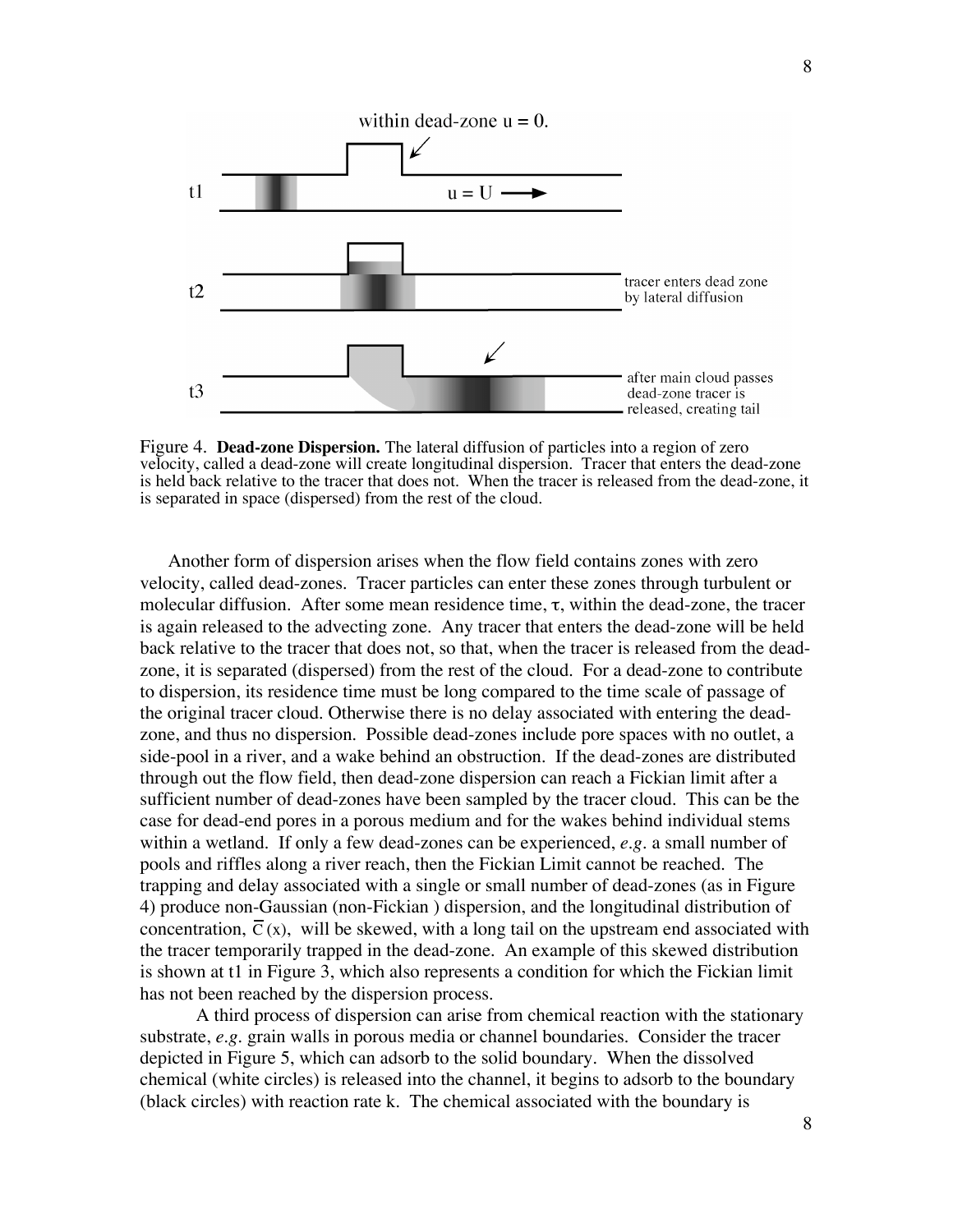within dead-zone u = 0.

t1

u = U

t2

tracer enters dead zone by lateral diffusion

t3

after main cloud passes dead-zone tracer is released, creating tail

Figure 4. **Dead-zone Dispersion.** The lateral diffusion of particles into a region of zero velocity, called a dead-zone will create longitudinal dispersion. Tracer that enters the dead-zone is held back relative to the tracer that does not. When the tracer is released from the dead-zone, it is separated in space (dispersed) from the rest of the cloud.

Another form of dispersion arises when the flow field contains zones with zero velocity, called dead-zones. Tracer particles can enter these zones through turbulent or molecular diffusion. After some mean residence time, $\tau$, within the dead-zone, the tracer is again released to the advecting zone. Any tracer that enters the dead-zone will be held back relative to the tracer that does not, so that, when the tracer is released from the dead-zone, it is separated (dispersed) from the rest of the cloud. For a dead-zone to contribute to dispersion, its residence time must be long compared to the time scale of passage of the original tracer cloud. Otherwise there is no delay associated with entering the dead-zone, and thus no dispersion. Possible dead-zones include pore spaces with no outlet, a side-pool in a river, and a wake behind an obstruction. If the dead-zones are distributed through out the flow field, then dead-zone dispersion can reach a Fickian limit after a sufficient number of dead-zones have been sampled by the tracer cloud. This can be the case for dead-end pores in a porous medium and for the wakes behind individual stems within a wetland. If only a few dead-zones can be experienced, *e.g.* a small number of pools and riffles along a river reach, then the Fickian Limit cannot be reached. The trapping and delay associated with a single or small number of dead-zones (as in Figure 4) produce non-Gaussian (non-Fickian ) dispersion, and the longitudinal distribution of concentration, $\overline{C}(x)$, will be skewed, with a long tail on the upstream end associated with the tracer temporarily trapped in the dead-zone. An example of this skewed distribution is shown at t1 in Figure 3, which also represents a condition for which the Fickian limit has not been reached by the dispersion process.

A third process of dispersion can arise from chemical reaction with the stationary substrate, *e.g.* grain walls in porous media or channel boundaries. Consider the tracer depicted in Figure 5, which can adsorb to the solid boundary. When the dissolved chemical (white circles) is released into the channel, it begins to adsorb to the boundary (black circles) with reaction rate k. The chemical associated with the boundary is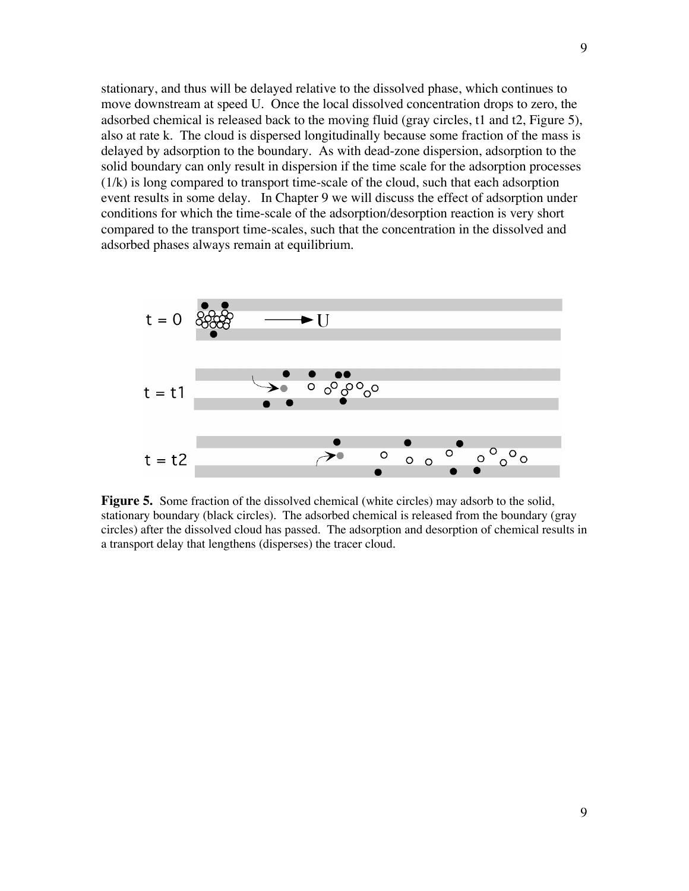stationary, and thus will be delayed relative to the dissolved phase, which continues to move downstream at speed U. Once the local dissolved concentration drops to zero, the adsorbed chemical is released back to the moving fluid (gray circles, t1 and t2, Figure 5), also at rate k. The cloud is dispersed longitudinally because some fraction of the mass is delayed by adsorption to the boundary. As with dead-zone dispersion, adsorption to the solid boundary can only result in dispersion if the time scale for the adsorption processes (1/k) is long compared to transport time-scale of the cloud, such that each adsorption event results in some delay. In Chapter 9 we will discuss the effect of adsorption under conditions for which the time-scale of the adsorption/desorption reaction is very short compared to the transport time-scales, such that the concentration in the dissolved and adsorbed phases always remain at equilibrium.

t = 0

U

t = t1

t = t2

**Figure 5.** Some fraction of the dissolved chemical (white circles) may adsorb to the solid, stationary boundary (black circles). The adsorbed chemical is released from the boundary (gray circles) after the dissolved cloud has passed. The adsorption and desorption of chemical results in a transport delay that lengthens (disperses) the tracer cloud.